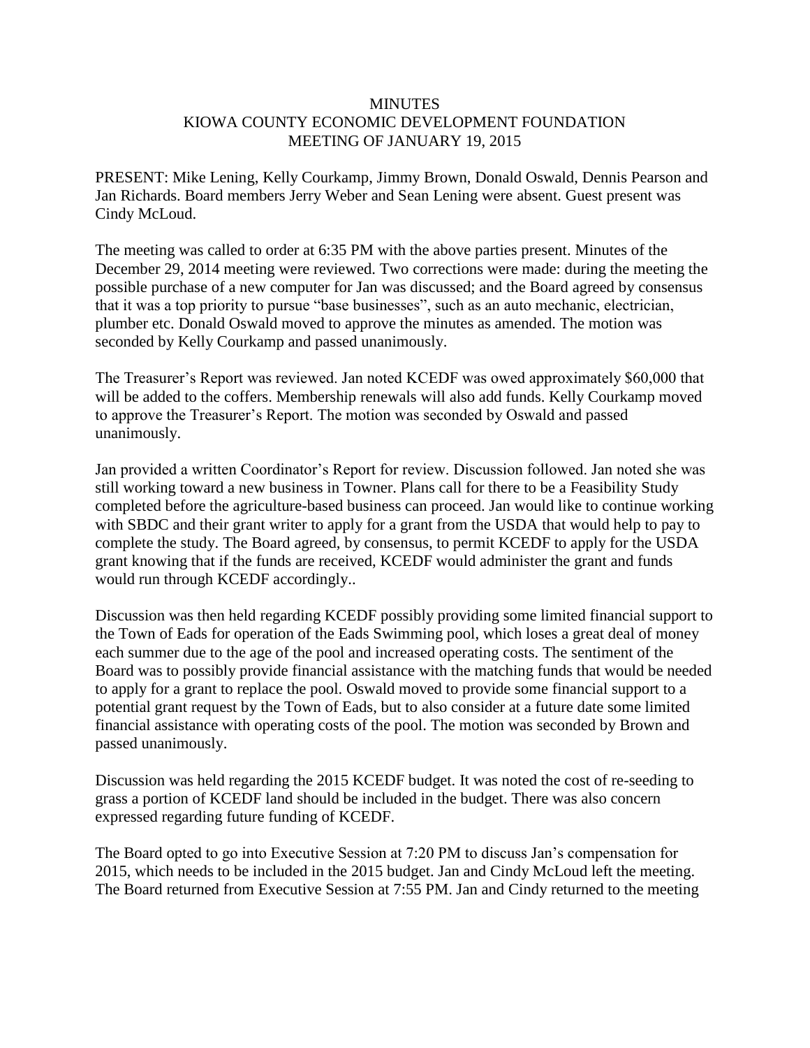# MINUTES
## KIOWA COUNTY ECONOMIC DEVELOPMENT FOUNDATION
## MEETING OF JANUARY 19, 2015

PRESENT: Mike Lening, Kelly Courkamp, Jimmy Brown, Donald Oswald, Dennis Pearson and Jan Richards. Board members Jerry Weber and Sean Lening were absent. Guest present was Cindy McLoud.

The meeting was called to order at 6:35 PM with the above parties present. Minutes of the December 29, 2014 meeting were reviewed. Two corrections were made: during the meeting the possible purchase of a new computer for Jan was discussed; and the Board agreed by consensus that it was a top priority to pursue "base businesses", such as an auto mechanic, electrician, plumber etc. Donald Oswald moved to approve the minutes as amended. The motion was seconded by Kelly Courkamp and passed unanimously.

The Treasurer's Report was reviewed. Jan noted KCEDF was owed approximately $60,000 that will be added to the coffers. Membership renewals will also add funds. Kelly Courkamp moved to approve the Treasurer's Report. The motion was seconded by Oswald and passed unanimously.

Jan provided a written Coordinator's Report for review. Discussion followed. Jan noted she was still working toward a new business in Towner. Plans call for there to be a Feasibility Study completed before the agriculture-based business can proceed. Jan would like to continue working with SBDC and their grant writer to apply for a grant from the USDA that would help to pay to complete the study. The Board agreed, by consensus, to permit KCEDF to apply for the USDA grant knowing that if the funds are received, KCEDF would administer the grant and funds would run through KCEDF accordingly..

Discussion was then held regarding KCEDF possibly providing some limited financial support to the Town of Eads for operation of the Eads Swimming pool, which loses a great deal of money each summer due to the age of the pool and increased operating costs. The sentiment of the Board was to possibly provide financial assistance with the matching funds that would be needed to apply for a grant to replace the pool. Oswald moved to provide some financial support to a potential grant request by the Town of Eads, but to also consider at a future date some limited financial assistance with operating costs of the pool. The motion was seconded by Brown and passed unanimously.

Discussion was held regarding the 2015 KCEDF budget. It was noted the cost of re-seeding to grass a portion of KCEDF land should be included in the budget. There was also concern expressed regarding future funding of KCEDF.

The Board opted to go into Executive Session at 7:20 PM to discuss Jan's compensation for 2015, which needs to be included in the 2015 budget. Jan and Cindy McLoud left the meeting. The Board returned from Executive Session at 7:55 PM. Jan and Cindy returned to the meeting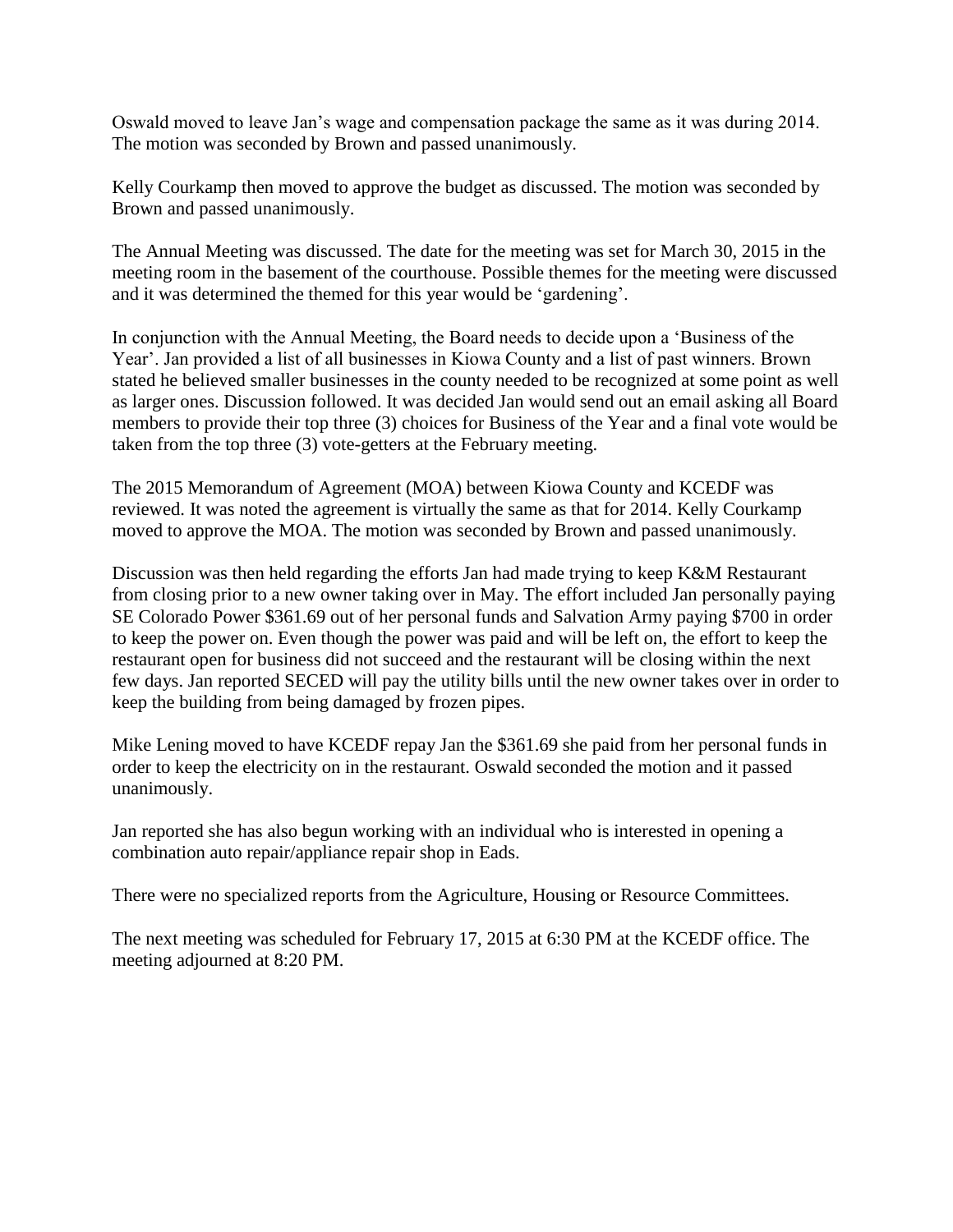Oswald moved to leave Jan's wage and compensation package the same as it was during 2014. The motion was seconded by Brown and passed unanimously.

Kelly Courkamp then moved to approve the budget as discussed. The motion was seconded by Brown and passed unanimously.

The Annual Meeting was discussed. The date for the meeting was set for March 30, 2015 in the meeting room in the basement of the courthouse. Possible themes for the meeting were discussed and it was determined the themed for this year would be 'gardening'.

In conjunction with the Annual Meeting, the Board needs to decide upon a 'Business of the Year'. Jan provided a list of all businesses in Kiowa County and a list of past winners. Brown stated he believed smaller businesses in the county needed to be recognized at some point as well as larger ones. Discussion followed. It was decided Jan would send out an email asking all Board members to provide their top three (3) choices for Business of the Year and a final vote would be taken from the top three (3) vote-getters at the February meeting.

The 2015 Memorandum of Agreement (MOA) between Kiowa County and KCEDF was reviewed. It was noted the agreement is virtually the same as that for 2014. Kelly Courkamp moved to approve the MOA. The motion was seconded by Brown and passed unanimously.

Discussion was then held regarding the efforts Jan had made trying to keep K&M Restaurant from closing prior to a new owner taking over in May. The effort included Jan personally paying SE Colorado Power $361.69 out of her personal funds and Salvation Army paying $700 in order to keep the power on. Even though the power was paid and will be left on, the effort to keep the restaurant open for business did not succeed and the restaurant will be closing within the next few days. Jan reported SECED will pay the utility bills until the new owner takes over in order to keep the building from being damaged by frozen pipes.

Mike Lening moved to have KCEDF repay Jan the $361.69 she paid from her personal funds in order to keep the electricity on in the restaurant. Oswald seconded the motion and it passed unanimously.

Jan reported she has also begun working with an individual who is interested in opening a combination auto repair/appliance repair shop in Eads.

There were no specialized reports from the Agriculture, Housing or Resource Committees.

The next meeting was scheduled for February 17, 2015 at 6:30 PM at the KCEDF office. The meeting adjourned at 8:20 PM.